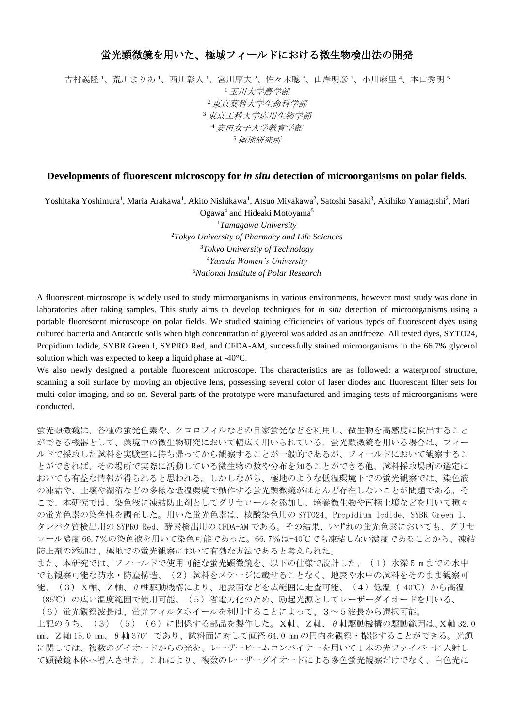# 蛍光顕微鏡を用いた、極域フィールドにおける微生物検出法の開発

吉村義隆[1]、荒川まりあ[1]、西川彰人[1]、宮川厚夫[2]、佐々木聡[3]、山岸明彦[2]、小川麻里[4]、本山秀明[5]

[1] *玉川大学農学部*

[2] *東京薬科大学生命科学部*

[3] *東京工科大学応用生物学部*

[4] *安田女子大学教育学部*

[5] *極地研究所*

## Developments of fluorescent microscopy for *in situ* detection of microorganisms on polar fields.

Yoshitaka Yoshimura[1], Maria Arakawa[1], Akito Nishikawa[1], Atsuo Miyakawa[2], Satoshi Sasaki[3], Akihiko Yamagishi[2], Mari Ogawa[4] and Hideaki Motoyama[5]

[1] *Tamagawa University*

[2] *Tokyo University of Pharmacy and Life Sciences*

[3] *Tokyo University of Technology*

[4] *Yasuda Women's University*

[5] *National Institute of Polar Research*

A fluorescent microscope is widely used to study microorganisms in various environments, however most study was done in laboratories after taking samples. This study aims to develop techniques for *in situ* detection of microorganisms using a portable fluorescent microscope on polar fields. We studied staining efficiencies of various types of fluorescent dyes using cultured bacteria and Antarctic soils when high concentration of glycerol was added as an antifreeze. All tested dyes, SYTO24, Propidium Iodide, SYBR Green I, SYPRO Red, and CFDA-AM, successfully stained microorganisms in the 66.7% glycerol solution which was expected to keep a liquid phase at -40°C.

We also newly designed a portable fluorescent microscope. The characteristics are as followed: a waterproof structure, scanning a soil surface by moving an objective lens, possessing several color of laser diodes and fluorescent filter sets for multi-color imaging, and so on. Several parts of the prototype were manufactured and imaging tests of microorganisms were conducted.

蛍光顕微鏡は、各種の蛍光色素や、クロロフィルなどの自家蛍光などを利用し、微生物を高感度に検出することができる機器として、環境中の微生物研究において幅広く用いられている。蛍光顕微鏡を用いる場合は、フィールドで採取した試料を実験室に持ち帰ってから観察することが一般的であるが、フィールドにおいて観察することができれば、その場所で実際に活動している微生物の数や分布を知ることができる他、試料採取場所の選定においても有益な情報が得られると思われる。しかしながら、極地のような低温環境下での蛍光観察では、染色液の凍結や、土壌や湖沼などの多様な低温環境で動作する蛍光顕微鏡がほとんど存在しないことが問題である。そこで、本研究では、染色液に凍結防止剤としてグリセロールを添加し、培養微生物や南極土壌などを用いて種々の蛍光色素の染色性を調査した。用いた蛍光色素は、核酸染色用の SYTO24、Propidium Iodide、SYBR Green I、タンパク質検出用の SYPRO Red、酵素検出用の CFDA-AM である。その結果、いずれの蛍光色素においても、グリセロール濃度 66.7%の染色液を用いて染色可能であった。66.7%は-40℃でも凍結しない濃度であることから、凍結防止剤の添加は、極地での蛍光観察において有効な方法であると考えられた。

また、本研究では、フィールドで使用可能な蛍光顕微鏡を、以下の仕様で設計した。（１）水深 5 m までの水中でも観察可能な防水・防塵構造、（２）試料をステージに載せることなく、地表や水中の試料をそのまま観察可能、（３）Ｘ軸、Ｚ軸、θ軸駆動機構により、地表面などを広範囲に走査可能、（４）低温（-40℃）から高温（85℃）の広い温度範囲で使用可能、（５）省電力化のため、励起光源としてレーザーダイオードを用いる、（６）蛍光観察波長は、蛍光フィルタホイールを利用することによって、３～５波長から選択可能。

上記のうち、（３）（５）（６）に関係する部品を製作した。Ｘ軸、Ｚ軸、θ軸駆動機構の駆動範囲は、Ｘ軸 32.0 mm、Ｚ軸 15.0 mm、θ軸 370°であり、試料面に対して直径 64.0 mm の円内を観察・撮影することができる。光源に関しては、複数のダイオードからの光を、レーザービームコンバイナーを用いて 1 本の光ファイバーに入射して顕微鏡本体へ導入させた。これにより、複数のレーザーダイオードによる多色蛍光観察だけでなく、白色光に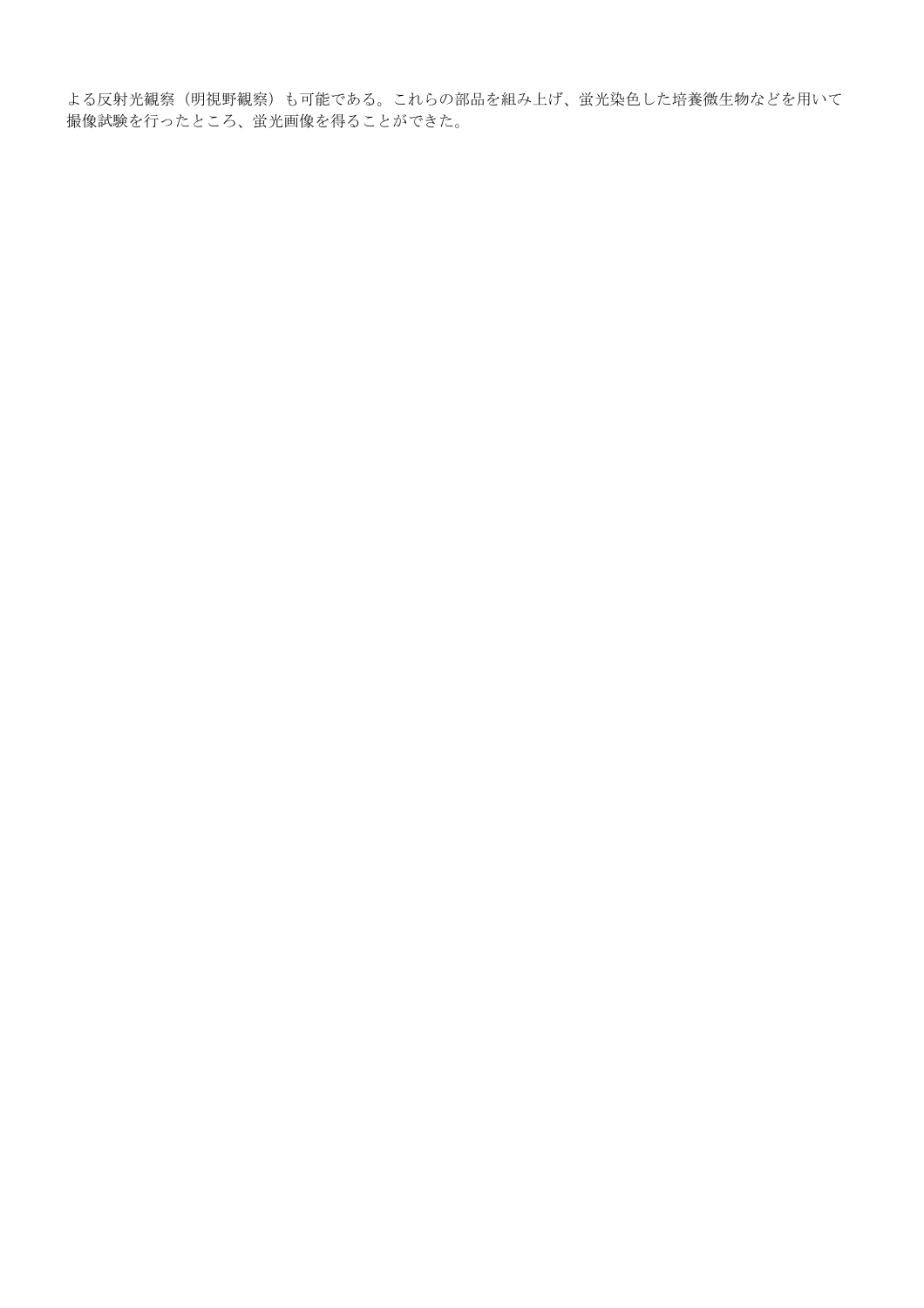よる反射光観察（明視野観察）も可能である。これらの部品を組み上げ、蛍光染色した培養微生物などを用いて撮像試験を行ったところ、蛍光画像を得ることができた。